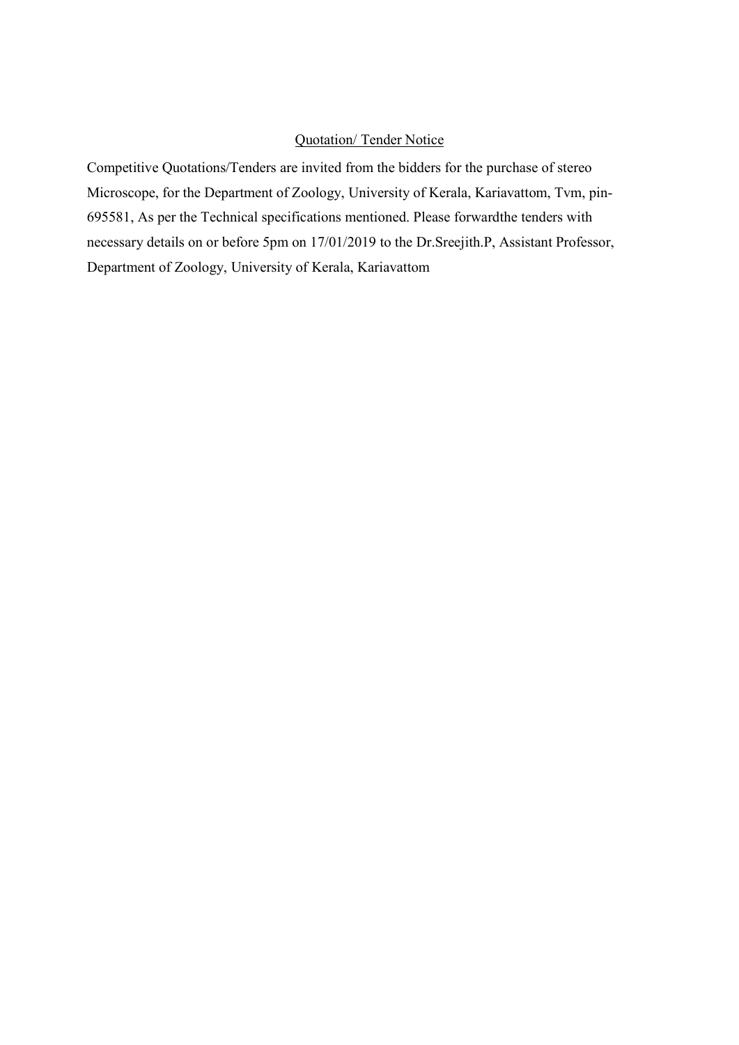<u>Quotation/ Tender Notice</u>

Competitive Quotations/Tenders are invited from the bidders for the purchase of stereo Microscope, for the Department of Zoology, University of Kerala, Kariavattom, Tvm, pin-695581, As per the Technical specifications mentioned. Please forwardthe tenders with necessary details on or before 5pm on 17/01/2019 to the Dr.Sreejith.P, Assistant Professor, Department of Zoology, University of Kerala, Kariavattom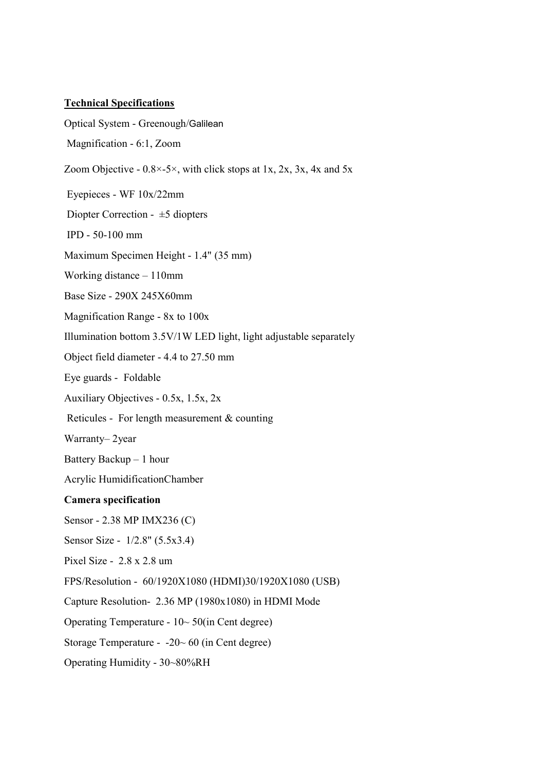**Technical Specifications**

Optical System - Greenough/Galilean

Magnification - 6:1, Zoom

Zoom Objective - 0.8×-5×, with click stops at 1x, 2x, 3x, 4x and 5x

Eyepieces - WF 10x/22mm

Diopter Correction - ±5 diopters

IPD - 50-100 mm

Maximum Specimen Height - 1.4" (35 mm)

Working distance – 110mm

Base Size - 290X 245X60mm

Magnification Range - 8x to 100x

Illumination bottom 3.5V/1W LED light, light adjustable separately

Object field diameter - 4.4 to 27.50 mm

Eye guards - Foldable

Auxiliary Objectives - 0.5x, 1.5x, 2x

Reticules - For length measurement & counting

Warranty– 2year

Battery Backup – 1 hour

Acrylic HumidificationChamber

**Camera specification**

Sensor - 2.38 MP IMX236 (C)

Sensor Size - 1/2.8" (5.5x3.4)

Pixel Size - 2.8 x 2.8 um

FPS/Resolution - 60/1920X1080 (HDMI)30/1920X1080 (USB)

Capture Resolution- 2.36 MP (1980x1080) in HDMI Mode

Operating Temperature - 10~ 50(in Cent degree)

Storage Temperature - -20~ 60 (in Cent degree)

Operating Humidity - 30~80%RH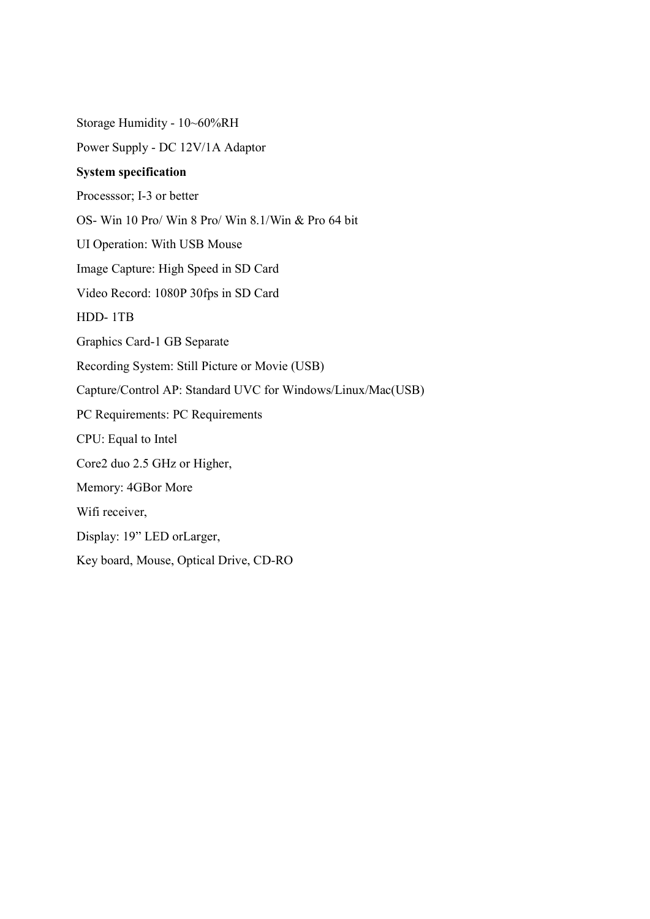Storage Humidity - 10~60%RH

Power Supply - DC 12V/1A Adaptor

**System specification**

Processsor; I-3 or better

OS- Win 10 Pro/ Win 8 Pro/ Win 8.1/Win & Pro 64 bit

UI Operation: With USB Mouse

Image Capture: High Speed in SD Card

Video Record: 1080P 30fps in SD Card

HDD- 1TB

Graphics Card-1 GB Separate

Recording System: Still Picture or Movie (USB)

Capture/Control AP: Standard UVC for Windows/Linux/Mac(USB)

PC Requirements: PC Requirements

CPU: Equal to Intel

Core2 duo 2.5 GHz or Higher,

Memory: 4GBor More

Wifi receiver,

Display: 19" LED orLarger,

Key board, Mouse, Optical Drive, CD-RO